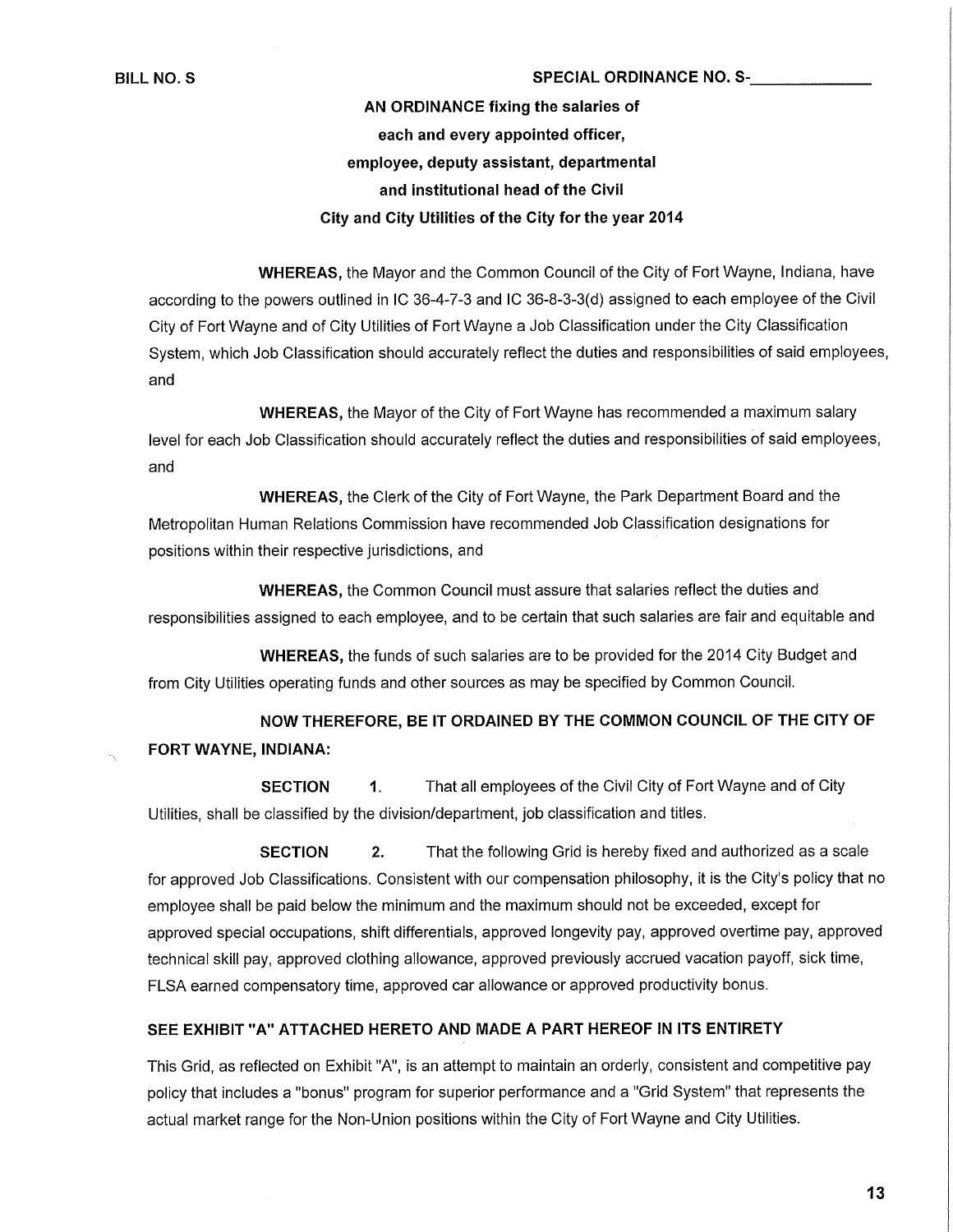**BILL NO. S** **SPECIAL ORDINANCE NO. S-\_\_\_\_\_\_\_\_\_\_\_\_**

**AN ORDINANCE fixing the salaries of each and every appointed officer, employee, deputy assistant, departmental and institutional head of the Civil City and City Utilities of the City for the year 2014**

**WHEREAS,** the Mayor and the Common Council of the City of Fort Wayne, Indiana, have according to the powers outlined in IC 36-4-7-3 and IC 36-8-3-3(d) assigned to each employee of the Civil City of Fort Wayne and of City Utilities of Fort Wayne a Job Classification under the City Classification System, which Job Classification should accurately reflect the duties and responsibilities of said employees, and

**WHEREAS,** the Mayor of the City of Fort Wayne has recommended a maximum salary level for each Job Classification should accurately reflect the duties and responsibilities of said employees, and

**WHEREAS,** the Clerk of the City of Fort Wayne, the Park Department Board and the Metropolitan Human Relations Commission have recommended Job Classification designations for positions within their respective jurisdictions, and

**WHEREAS,** the Common Council must assure that salaries reflect the duties and responsibilities assigned to each employee, and to be certain that such salaries are fair and equitable and

**WHEREAS,** the funds of such salaries are to be provided for the 2014 City Budget and from City Utilities operating funds and other sources as may be specified by Common Council.

**NOW THEREFORE, BE IT ORDAINED BY THE COMMON COUNCIL OF THE CITY OF FORT WAYNE, INDIANA:**

**SECTION 1.** That all employees of the Civil City of Fort Wayne and of City Utilities, shall be classified by the division/department, job classification and titles.

**SECTION 2.** That the following Grid is hereby fixed and authorized as a scale for approved Job Classifications. Consistent with our compensation philosophy, it is the City's policy that no employee shall be paid below the minimum and the maximum should not be exceeded, except for approved special occupations, shift differentials, approved longevity pay, approved overtime pay, approved technical skill pay, approved clothing allowance, approved previously accrued vacation payoff, sick time, FLSA earned compensatory time, approved car allowance or approved productivity bonus.

**SEE EXHIBIT "A" ATTACHED HERETO AND MADE A PART HEREOF IN ITS ENTIRETY**

This Grid, as reflected on Exhibit "A", is an attempt to maintain an orderly, consistent and competitive pay policy that includes a "bonus" program for superior performance and a "Grid System" that represents the actual market range for the Non-Union positions within the City of Fort Wayne and City Utilities.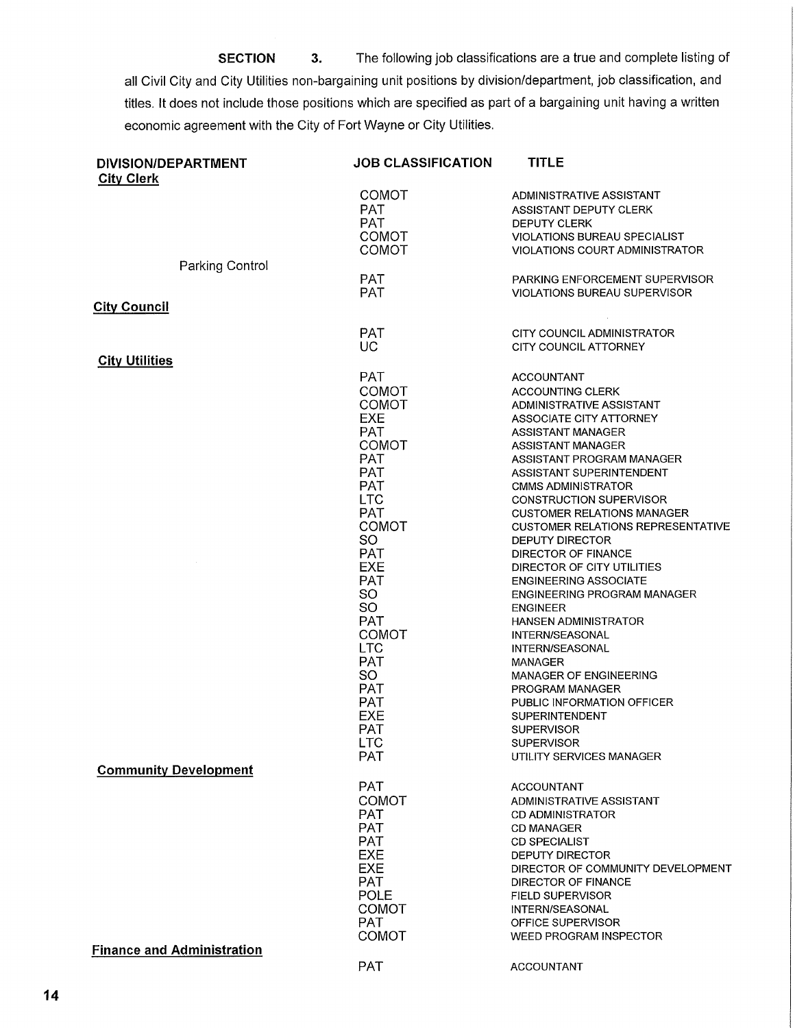**SECTION 3.** The following job classifications are a true and complete listing of all Civil City and City Utilities non-bargaining unit positions by division/department, job classification, and titles. It does not include those positions which are specified as part of a bargaining unit having a written economic agreement with the City of Fort Wayne or City Utilities.

| DIVISION/DEPARTMENT | JOB CLASSIFICATION | TITLE |
|---|---|---|
| **City Clerk** | | |
| | COMOT | ADMINISTRATIVE ASSISTANT |
| | PAT | ASSISTANT DEPUTY CLERK |
| | PAT | DEPUTY CLERK |
| | COMOT | VIOLATIONS BUREAU SPECIALIST |
| | COMOT | VIOLATIONS COURT ADMINISTRATOR |
| Parking Control | | |
| | PAT | PARKING ENFORCEMENT SUPERVISOR |
| | PAT | VIOLATIONS BUREAU SUPERVISOR |
| **City Council** | | |
| | PAT | CITY COUNCIL ADMINISTRATOR |
| | UC | CITY COUNCIL ATTORNEY |
| **City Utilities** | | |
| | PAT | ACCOUNTANT |
| | COMOT | ACCOUNTING CLERK |
| | COMOT | ADMINISTRATIVE ASSISTANT |
| | EXE | ASSOCIATE CITY ATTORNEY |
| | PAT | ASSISTANT MANAGER |
| | COMOT | ASSISTANT MANAGER |
| | PAT | ASSISTANT PROGRAM MANAGER |
| | PAT | ASSISTANT SUPERINTENDENT |
| | PAT | CMMS ADMINISTRATOR |
| | LTC | CONSTRUCTION SUPERVISOR |
| | PAT | CUSTOMER RELATIONS MANAGER |
| | COMOT | CUSTOMER RELATIONS REPRESENTATIVE |
| | SO | DEPUTY DIRECTOR |
| | PAT | DIRECTOR OF FINANCE |
| | EXE | DIRECTOR OF CITY UTILITIES |
| | PAT | ENGINEERING ASSOCIATE |
| | SO | ENGINEERING PROGRAM MANAGER |
| | SO | ENGINEER |
| | PAT | HANSEN ADMINISTRATOR |
| | COMOT | INTERN/SEASONAL |
| | LTC | INTERN/SEASONAL |
| | PAT | MANAGER |
| | SO | MANAGER OF ENGINEERING |
| | PAT | PROGRAM MANAGER |
| | PAT | PUBLIC INFORMATION OFFICER |
| | EXE | SUPERINTENDENT |
| | PAT | SUPERVISOR |
| | LTC | SUPERVISOR |
| | PAT | UTILITY SERVICES MANAGER |
| **Community Development** | | |
| | PAT | ACCOUNTANT |
| | COMOT | ADMINISTRATIVE ASSISTANT |
| | PAT | CD ADMINISTRATOR |
| | PAT | CD MANAGER |
| | PAT | CD SPECIALIST |
| | EXE | DEPUTY DIRECTOR |
| | EXE | DIRECTOR OF COMMUNITY DEVELOPMENT |
| | PAT | DIRECTOR OF FINANCE |
| | POLE | FIELD SUPERVISOR |
| | COMOT | INTERN/SEASONAL |
| | PAT | OFFICE SUPERVISOR |
| | COMOT | WEED PROGRAM INSPECTOR |
| **Finance and Administration** | | |
| | PAT | ACCOUNTANT |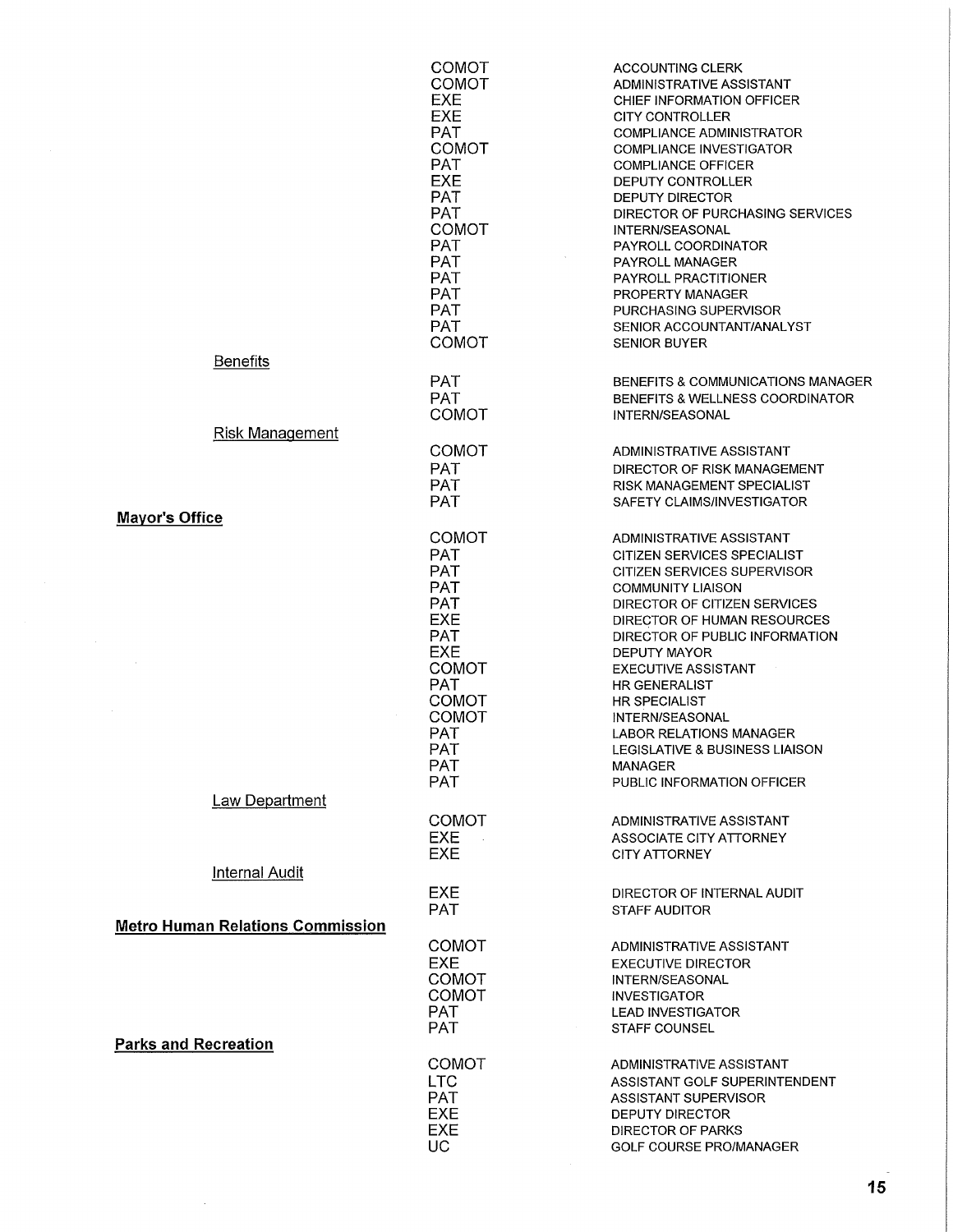| | | |
|---|---|---|
| | COMOT | ACCOUNTING CLERK |
| | COMOT | ADMINISTRATIVE ASSISTANT |
| | EXE | CHIEF INFORMATION OFFICER |
| | EXE | CITY CONTROLLER |
| | PAT | COMPLIANCE ADMINISTRATOR |
| | COMOT | COMPLIANCE INVESTIGATOR |
| | PAT | COMPLIANCE OFFICER |
| | EXE | DEPUTY CONTROLLER |
| | PAT | DEPUTY DIRECTOR |
| | PAT | DIRECTOR OF PURCHASING SERVICES |
| | COMOT | INTERN/SEASONAL |
| | PAT | PAYROLL COORDINATOR |
| | PAT | PAYROLL MANAGER |
| | PAT | PAYROLL PRACTITIONER |
| | PAT | PROPERTY MANAGER |
| | PAT | PURCHASING SUPERVISOR |
| | PAT | SENIOR ACCOUNTANT/ANALYST |
| | COMOT | SENIOR BUYER |
| Benefits | | |
| | PAT | BENEFITS & COMMUNICATIONS MANAGER |
| | PAT | BENEFITS & WELLNESS COORDINATOR |
| | COMOT | INTERN/SEASONAL |
| Risk Management | | |
| | COMOT | ADMINISTRATIVE ASSISTANT |
| | PAT | DIRECTOR OF RISK MANAGEMENT |
| | PAT | RISK MANAGEMENT SPECIALIST |
| | PAT | SAFETY CLAIMS/INVESTIGATOR |
| **Mayor's Office** | | |
| | COMOT | ADMINISTRATIVE ASSISTANT |
| | PAT | CITIZEN SERVICES SPECIALIST |
| | PAT | CITIZEN SERVICES SUPERVISOR |
| | PAT | COMMUNITY LIAISON |
| | PAT | DIRECTOR OF CITIZEN SERVICES |
| | EXE | DIRECTOR OF HUMAN RESOURCES |
| | PAT | DIRECTOR OF PUBLIC INFORMATION |
| | EXE | DEPUTY MAYOR |
| | COMOT | EXECUTIVE ASSISTANT |
| | PAT | HR GENERALIST |
| | COMOT | HR SPECIALIST |
| | COMOT | INTERN/SEASONAL |
| | PAT | LABOR RELATIONS MANAGER |
| | PAT | LEGISLATIVE & BUSINESS LIAISON |
| | PAT | MANAGER |
| | PAT | PUBLIC INFORMATION OFFICER |
| Law Department | | |
| | COMOT | ADMINISTRATIVE ASSISTANT |
| | EXE | ASSOCIATE CITY ATTORNEY |
| | EXE | CITY ATTORNEY |
| Internal Audit | | |
| | EXE | DIRECTOR OF INTERNAL AUDIT |
| | PAT | STAFF AUDITOR |
| **Metro Human Relations Commission** | | |
| | COMOT | ADMINISTRATIVE ASSISTANT |
| | EXE | EXECUTIVE DIRECTOR |
| | COMOT | INTERN/SEASONAL |
| | COMOT | INVESTIGATOR |
| | PAT | LEAD INVESTIGATOR |
| | PAT | STAFF COUNSEL |
| **Parks and Recreation** | | |
| | COMOT | ADMINISTRATIVE ASSISTANT |
| | LTC | ASSISTANT GOLF SUPERINTENDENT |
| | PAT | ASSISTANT SUPERVISOR |
| | EXE | DEPUTY DIRECTOR |
| | EXE | DIRECTOR OF PARKS |
| | UC | GOLF COURSE PRO/MANAGER |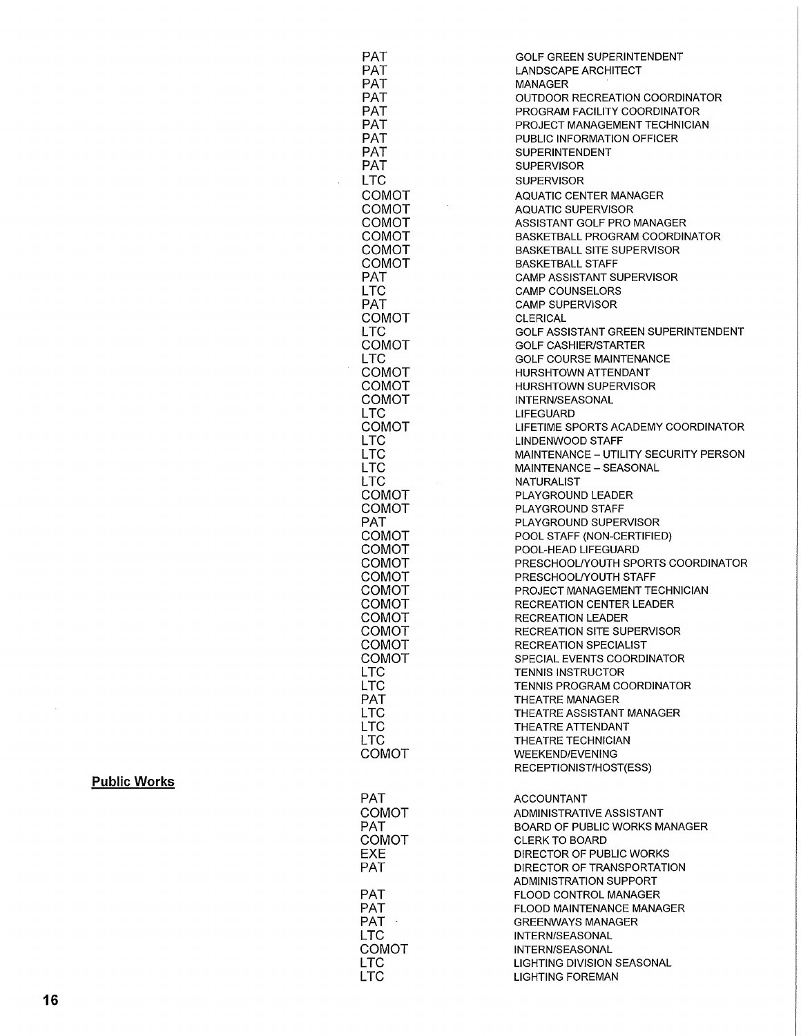| | |
|---|---|
| PAT | GOLF GREEN SUPERINTENDENT |
| PAT | LANDSCAPE ARCHITECT |
| PAT | MANAGER |
| PAT | OUTDOOR RECREATION COORDINATOR |
| PAT | PROGRAM FACILITY COORDINATOR |
| PAT | PROJECT MANAGEMENT TECHNICIAN |
| PAT | PUBLIC INFORMATION OFFICER |
| PAT | SUPERINTENDENT |
| PAT | SUPERVISOR |
| LTC | SUPERVISOR |
| COMOT | AQUATIC CENTER MANAGER |
| COMOT | AQUATIC SUPERVISOR |
| COMOT | ASSISTANT GOLF PRO MANAGER |
| COMOT | BASKETBALL PROGRAM COORDINATOR |
| COMOT | BASKETBALL SITE SUPERVISOR |
| COMOT | BASKETBALL STAFF |
| PAT | CAMP ASSISTANT SUPERVISOR |
| LTC | CAMP COUNSELORS |
| PAT | CAMP SUPERVISOR |
| COMOT | CLERICAL |
| LTC | GOLF ASSISTANT GREEN SUPERINTENDENT |
| COMOT | GOLF CASHIER/STARTER |
| LTC | GOLF COURSE MAINTENANCE |
| COMOT | HURSHTOWN ATTENDANT |
| COMOT | HURSHTOWN SUPERVISOR |
| COMOT | INTERN/SEASONAL |
| LTC | LIFEGUARD |
| COMOT | LIFETIME SPORTS ACADEMY COORDINATOR |
| LTC | LINDENWOOD STAFF |
| LTC | MAINTENANCE – UTILITY SECURITY PERSON |
| LTC | MAINTENANCE – SEASONAL |
| LTC | NATURALIST |
| COMOT | PLAYGROUND LEADER |
| COMOT | PLAYGROUND STAFF |
| PAT | PLAYGROUND SUPERVISOR |
| COMOT | POOL STAFF (NON-CERTIFIED) |
| COMOT | POOL-HEAD LIFEGUARD |
| COMOT | PRESCHOOL/YOUTH SPORTS COORDINATOR |
| COMOT | PRESCHOOL/YOUTH STAFF |
| COMOT | PROJECT MANAGEMENT TECHNICIAN |
| COMOT | RECREATION CENTER LEADER |
| COMOT | RECREATION LEADER |
| COMOT | RECREATION SITE SUPERVISOR |
| COMOT | RECREATION SPECIALIST |
| COMOT | SPECIAL EVENTS COORDINATOR |
| LTC | TENNIS INSTRUCTOR |
| LTC | TENNIS PROGRAM COORDINATOR |
| PAT | THEATRE MANAGER |
| LTC | THEATRE ASSISTANT MANAGER |
| LTC | THEATRE ATTENDANT |
| LTC | THEATRE TECHNICIAN |
| COMOT | WEEKEND/EVENING RECEPTIONIST/HOST(ESS) |

**Public Works**

| | |
|---|---|
| PAT | ACCOUNTANT |
| COMOT | ADMINISTRATIVE ASSISTANT |
| PAT | BOARD OF PUBLIC WORKS MANAGER |
| COMOT | CLERK TO BOARD |
| EXE | DIRECTOR OF PUBLIC WORKS |
| PAT | DIRECTOR OF TRANSPORTATION ADMINISTRATION SUPPORT |
| PAT | FLOOD CONTROL MANAGER |
| PAT | FLOOD MAINTENANCE MANAGER |
| PAT | GREENWAYS MANAGER |
| LTC | INTERN/SEASONAL |
| COMOT | INTERN/SEASONAL |
| LTC | LIGHTING DIVISION SEASONAL |
| LTC | LIGHTING FOREMAN |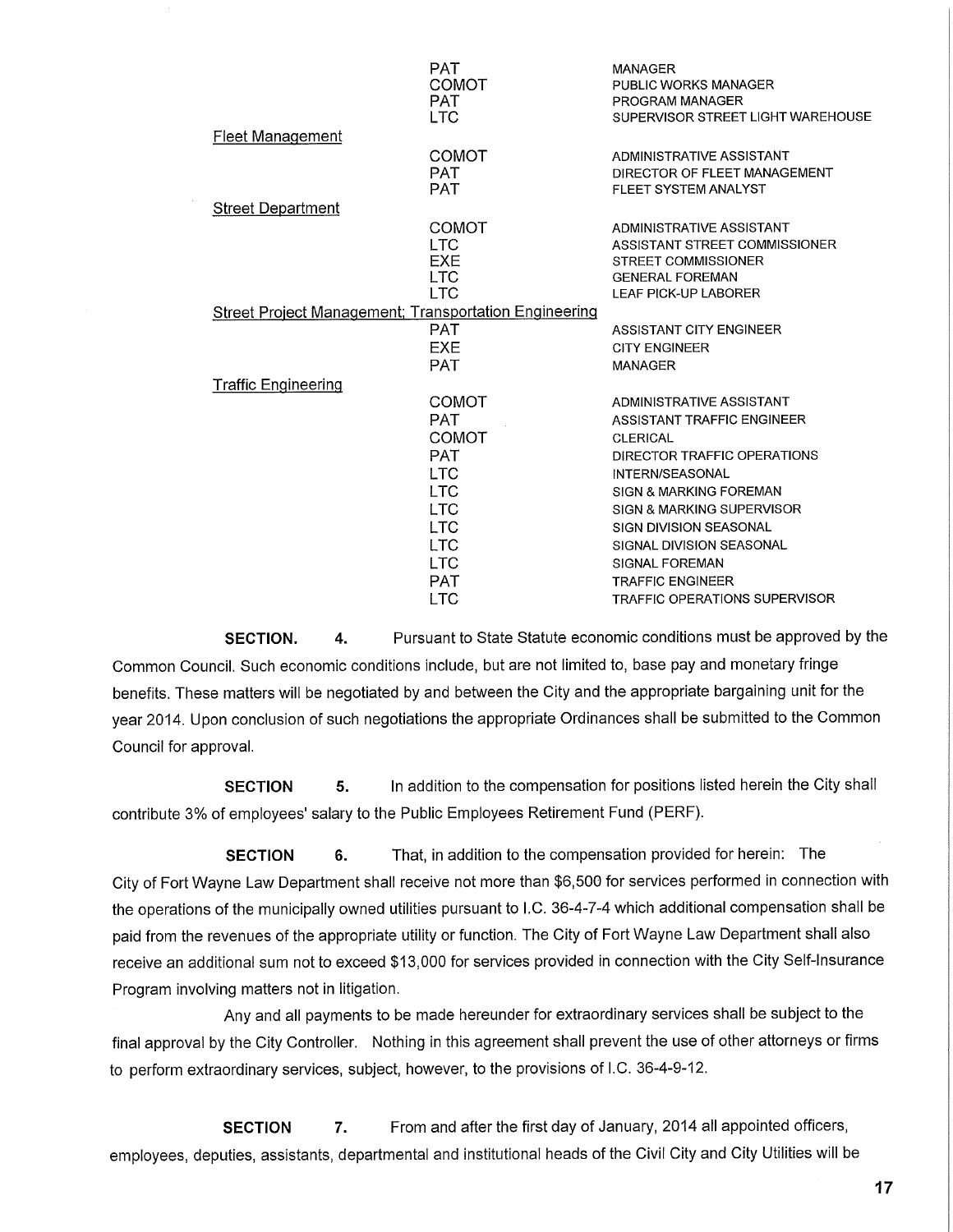| | | |
|---|---|---|
| | PAT | MANAGER |
| | COMOT | PUBLIC WORKS MANAGER |
| | PAT | PROGRAM MANAGER |
| | LTC | SUPERVISOR STREET LIGHT WAREHOUSE |
| Fleet Management | | |
| | COMOT | ADMINISTRATIVE ASSISTANT |
| | PAT | DIRECTOR OF FLEET MANAGEMENT |
| | PAT | FLEET SYSTEM ANALYST |
| Street Department | | |
| | COMOT | ADMINISTRATIVE ASSISTANT |
| | LTC | ASSISTANT STREET COMMISSIONER |
| | EXE | STREET COMMISSIONER |
| | LTC | GENERAL FOREMAN |
| | LTC | LEAF PICK-UP LABORER |
| Street Project Management; Transportation Engineering | | |
| | PAT | ASSISTANT CITY ENGINEER |
| | EXE | CITY ENGINEER |
| | PAT | MANAGER |
| Traffic Engineering | | |
| | COMOT | ADMINISTRATIVE ASSISTANT |
| | PAT | ASSISTANT TRAFFIC ENGINEER |
| | COMOT | CLERICAL |
| | PAT | DIRECTOR TRAFFIC OPERATIONS |
| | LTC | INTERN/SEASONAL |
| | LTC | SIGN & MARKING FOREMAN |
| | LTC | SIGN & MARKING SUPERVISOR |
| | LTC | SIGN DIVISION SEASONAL |
| | LTC | SIGNAL DIVISION SEASONAL |
| | LTC | SIGNAL FOREMAN |
| | PAT | TRAFFIC ENGINEER |
| | LTC | TRAFFIC OPERATIONS SUPERVISOR |

**SECTION. 4.** Pursuant to State Statute economic conditions must be approved by the Common Council. Such economic conditions include, but are not limited to, base pay and monetary fringe benefits. These matters will be negotiated by and between the City and the appropriate bargaining unit for the year 2014. Upon conclusion of such negotiations the appropriate Ordinances shall be submitted to the Common Council for approval.

**SECTION 5.** In addition to the compensation for positions listed herein the City shall contribute 3% of employees' salary to the Public Employees Retirement Fund (PERF).

**SECTION 6.** That, in addition to the compensation provided for herein: The City of Fort Wayne Law Department shall receive not more than $6,500 for services performed in connection with the operations of the municipally owned utilities pursuant to I.C. 36-4-7-4 which additional compensation shall be paid from the revenues of the appropriate utility or function. The City of Fort Wayne Law Department shall also receive an additional sum not to exceed $13,000 for services provided in connection with the City Self-Insurance Program involving matters not in litigation.

Any and all payments to be made hereunder for extraordinary services shall be subject to the final approval by the City Controller. Nothing in this agreement shall prevent the use of other attorneys or firms to perform extraordinary services, subject, however, to the provisions of I.C. 36-4-9-12.

**SECTION 7.** From and after the first day of January, 2014 all appointed officers, employees, deputies, assistants, departmental and institutional heads of the Civil City and City Utilities will be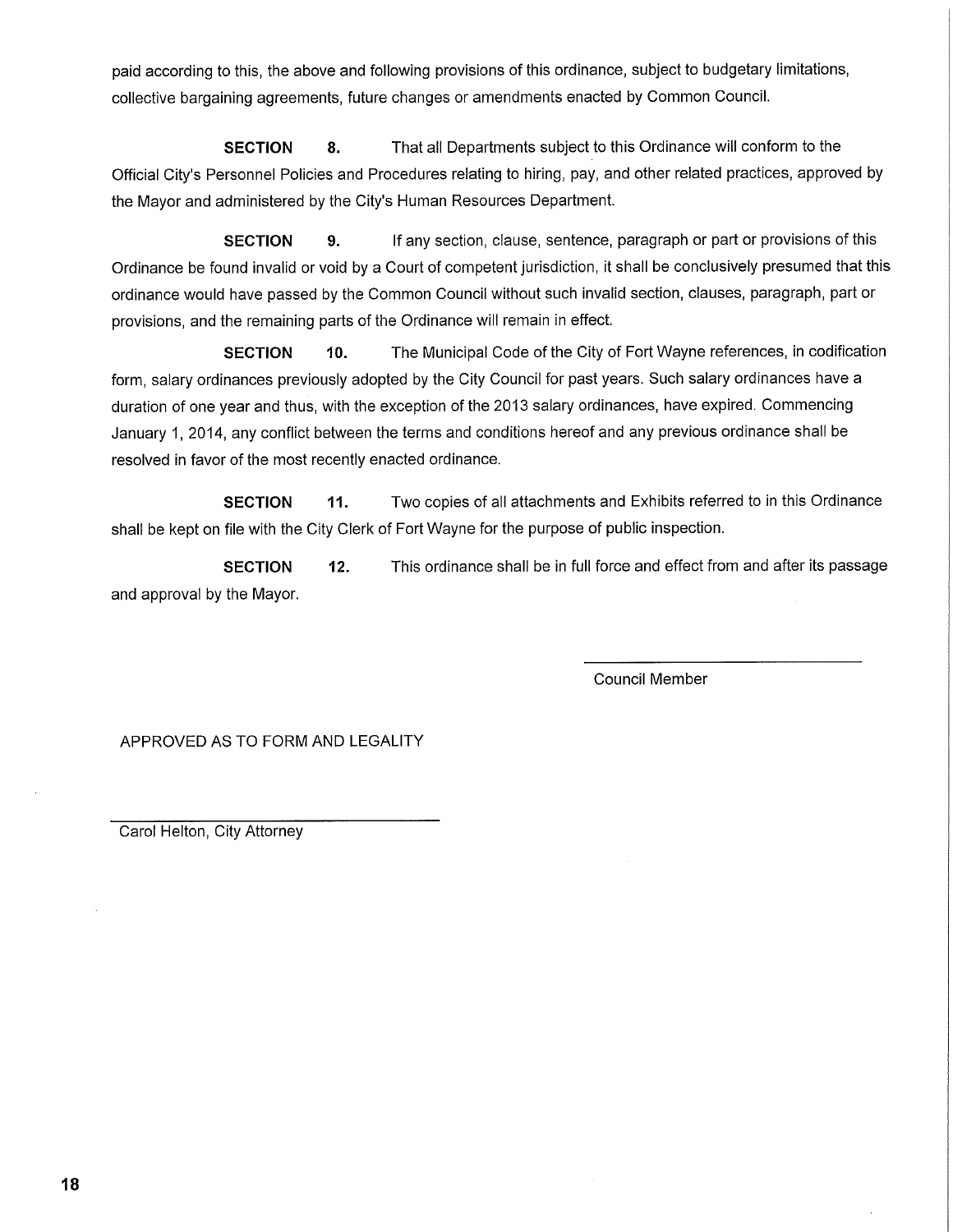paid according to this, the above and following provisions of this ordinance, subject to budgetary limitations, collective bargaining agreements, future changes or amendments enacted by Common Council.

**SECTION 8.** That all Departments subject to this Ordinance will conform to the Official City's Personnel Policies and Procedures relating to hiring, pay, and other related practices, approved by the Mayor and administered by the City's Human Resources Department.

**SECTION 9.** If any section, clause, sentence, paragraph or part or provisions of this Ordinance be found invalid or void by a Court of competent jurisdiction, it shall be conclusively presumed that this ordinance would have passed by the Common Council without such invalid section, clauses, paragraph, part or provisions, and the remaining parts of the Ordinance will remain in effect.

**SECTION 10.** The Municipal Code of the City of Fort Wayne references, in codification form, salary ordinances previously adopted by the City Council for past years. Such salary ordinances have a duration of one year and thus, with the exception of the 2013 salary ordinances, have expired. Commencing January 1, 2014, any conflict between the terms and conditions hereof and any previous ordinance shall be resolved in favor of the most recently enacted ordinance.

**SECTION 11.** Two copies of all attachments and Exhibits referred to in this Ordinance shall be kept on file with the City Clerk of Fort Wayne for the purpose of public inspection.

**SECTION 12.** This ordinance shall be in full force and effect from and after its passage and approval by the Mayor.

\_\_\_\_\_\_\_\_\_\_\_\_\_\_\_\_\_\_\_\_\_\_\_\_\_\_\_\_\_\_

Council Member

APPROVED AS TO FORM AND LEGALITY

\_\_\_\_\_\_\_\_\_\_\_\_\_\_\_\_\_\_\_\_\_\_\_\_\_\_\_\_\_\_

Carol Helton, City Attorney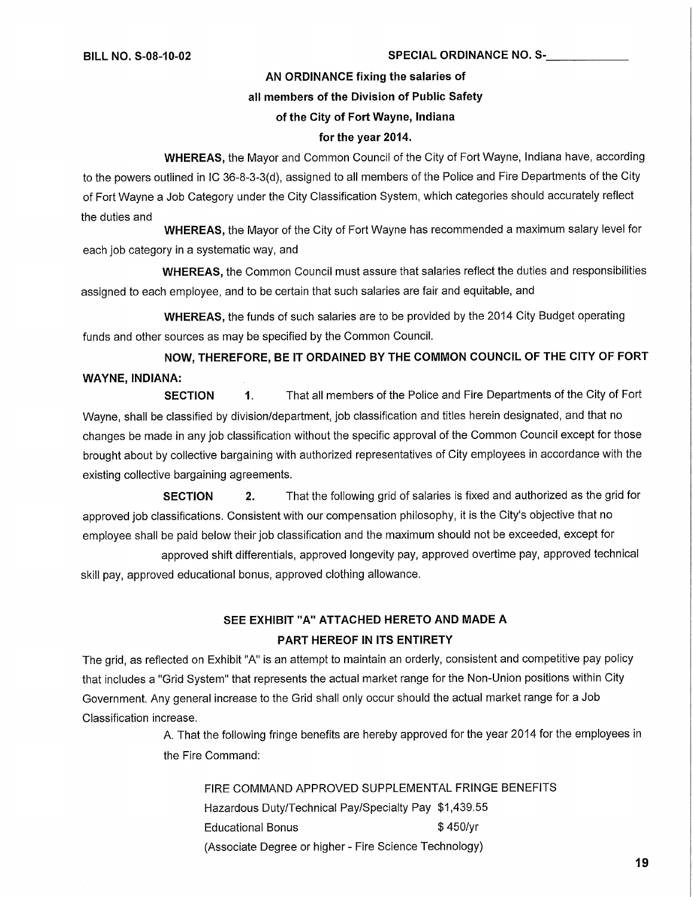**BILL NO. S-08-10-02** **SPECIAL ORDINANCE NO. S-____________**

**AN ORDINANCE fixing the salaries of all members of the Division of Public Safety of the City of Fort Wayne, Indiana for the year 2014.**

**WHEREAS,** the Mayor and Common Council of the City of Fort Wayne, Indiana have, according to the powers outlined in IC 36-8-3-3(d), assigned to all members of the Police and Fire Departments of the City of Fort Wayne a Job Category under the City Classification System, which categories should accurately reflect the duties and

**WHEREAS,** the Mayor of the City of Fort Wayne has recommended a maximum salary level for each job category in a systematic way, and

**WHEREAS,** the Common Council must assure that salaries reflect the duties and responsibilities assigned to each employee, and to be certain that such salaries are fair and equitable, and

**WHEREAS,** the funds of such salaries are to be provided by the 2014 City Budget operating funds and other sources as may be specified by the Common Council.

**NOW, THEREFORE, BE IT ORDAINED BY THE COMMON COUNCIL OF THE CITY OF FORT WAYNE, INDIANA:**

**SECTION 1.** That all members of the Police and Fire Departments of the City of Fort Wayne, shall be classified by division/department, job classification and titles herein designated, and that no changes be made in any job classification without the specific approval of the Common Council except for those brought about by collective bargaining with authorized representatives of City employees in accordance with the existing collective bargaining agreements.

**SECTION 2.** That the following grid of salaries is fixed and authorized as the grid for approved job classifications. Consistent with our compensation philosophy, it is the City's objective that no employee shall be paid below their job classification and the maximum should not be exceeded, except for approved shift differentials, approved longevity pay, approved overtime pay, approved technical skill pay, approved educational bonus, approved clothing allowance.

**SEE EXHIBIT "A" ATTACHED HERETO AND MADE A PART HEREOF IN ITS ENTIRETY**

The grid, as reflected on Exhibit "A" is an attempt to maintain an orderly, consistent and competitive pay policy that includes a "Grid System" that represents the actual market range for the Non-Union positions within City Government. Any general increase to the Grid shall only occur should the actual market range for a Job Classification increase.

A. That the following fringe benefits are hereby approved for the year 2014 for the employees in the Fire Command:

FIRE COMMAND APPROVED SUPPLEMENTAL FRINGE BENEFITS

| | |
|---|---|
| Hazardous Duty/Technical Pay/Specialty Pay | $1,439.55 |
| Educational Bonus | $ 450/yr |

(Associate Degree or higher - Fire Science Technology)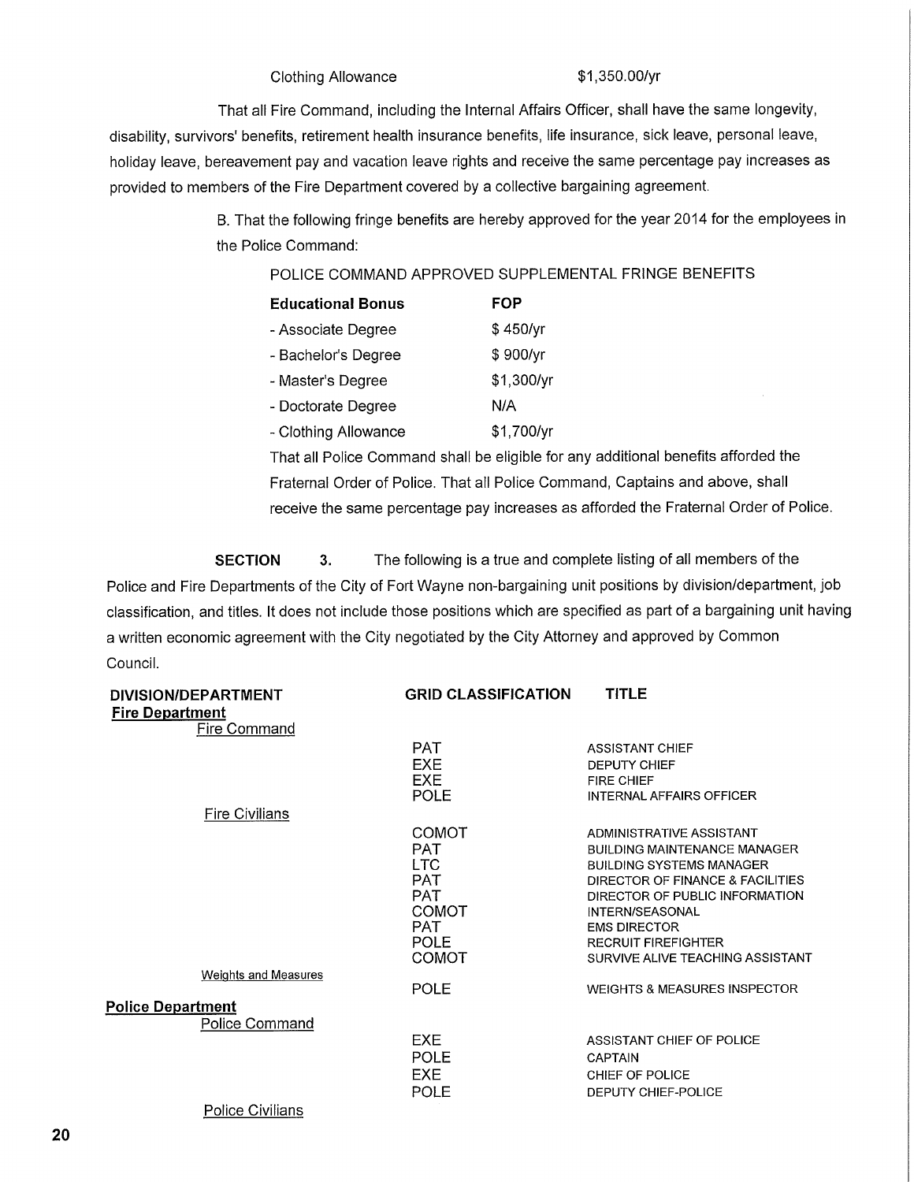Clothing Allowance $1,350.00/yr

That all Fire Command, including the Internal Affairs Officer, shall have the same longevity, disability, survivors' benefits, retirement health insurance benefits, life insurance, sick leave, personal leave, holiday leave, bereavement pay and vacation leave rights and receive the same percentage pay increases as provided to members of the Fire Department covered by a collective bargaining agreement.

B. That the following fringe benefits are hereby approved for the year 2014 for the employees in the Police Command:

POLICE COMMAND APPROVED SUPPLEMENTAL FRINGE BENEFITS

| **Educational Bonus** | **FOP** |
|---|---|
| - Associate Degree | $ 450/yr |
| - Bachelor's Degree | $ 900/yr |
| - Master's Degree | $1,300/yr |
| - Doctorate Degree | N/A |
| - Clothing Allowance | $1,700/yr |

That all Police Command shall be eligible for any additional benefits afforded the Fraternal Order of Police. That all Police Command, Captains and above, shall receive the same percentage pay increases as afforded the Fraternal Order of Police.

**SECTION 3.** The following is a true and complete listing of all members of the Police and Fire Departments of the City of Fort Wayne non-bargaining unit positions by division/department, job classification, and titles. It does not include those positions which are specified as part of a bargaining unit having a written economic agreement with the City negotiated by the City Attorney and approved by Common Council.

| **DIVISION/DEPARTMENT** | **GRID CLASSIFICATION** | **TITLE** |
|---|---|---|
| **Fire Department** | | |
| Fire Command | | |
| | PAT | ASSISTANT CHIEF |
| | EXE | DEPUTY CHIEF |
| | EXE | FIRE CHIEF |
| | POLE | INTERNAL AFFAIRS OFFICER |
| Fire Civilians | | |
| | COMOT | ADMINISTRATIVE ASSISTANT |
| | PAT | BUILDING MAINTENANCE MANAGER |
| | LTC | BUILDING SYSTEMS MANAGER |
| | PAT | DIRECTOR OF FINANCE & FACILITIES |
| | PAT | DIRECTOR OF PUBLIC INFORMATION |
| | COMOT | INTERN/SEASONAL |
| | PAT | EMS DIRECTOR |
| | POLE | RECRUIT FIREFIGHTER |
| | COMOT | SURVIVE ALIVE TEACHING ASSISTANT |
| Weights and Measures | | |
| | POLE | WEIGHTS & MEASURES INSPECTOR |
| **Police Department** | | |
| Police Command | | |
| | EXE | ASSISTANT CHIEF OF POLICE |
| | POLE | CAPTAIN |
| | EXE | CHIEF OF POLICE |
| | POLE | DEPUTY CHIEF-POLICE |
| Police Civilians | | |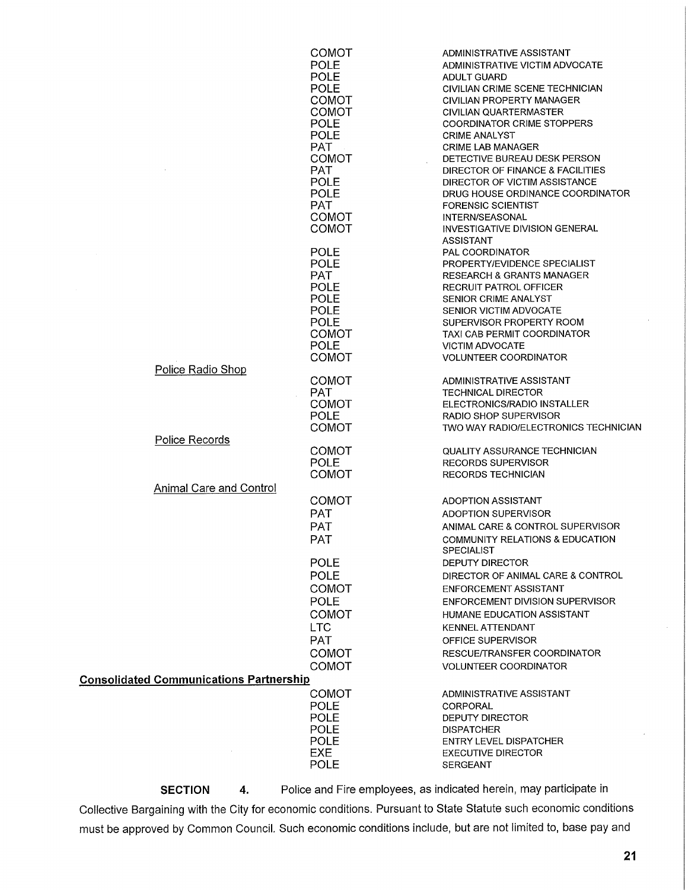| Department | Code | Title |
|---|---|---|
| | COMOT | ADMINISTRATIVE ASSISTANT |
| | POLE | ADMINISTRATIVE VICTIM ADVOCATE |
| | POLE | ADULT GUARD |
| | POLE | CIVILIAN CRIME SCENE TECHNICIAN |
| | COMOT | CIVILIAN PROPERTY MANAGER |
| | COMOT | CIVILIAN QUARTERMASTER |
| | POLE | COORDINATOR CRIME STOPPERS |
| | POLE | CRIME ANALYST |
| | PAT | CRIME LAB MANAGER |
| | COMOT | DETECTIVE BUREAU DESK PERSON |
| | PAT | DIRECTOR OF FINANCE & FACILITIES |
| | POLE | DIRECTOR OF VICTIM ASSISTANCE |
| | POLE | DRUG HOUSE ORDINANCE COORDINATOR |
| | PAT | FORENSIC SCIENTIST |
| | COMOT | INTERN/SEASONAL |
| | COMOT | INVESTIGATIVE DIVISION GENERAL ASSISTANT |
| | POLE | PAL COORDINATOR |
| | POLE | PROPERTY/EVIDENCE SPECIALIST |
| | PAT | RESEARCH & GRANTS MANAGER |
| | POLE | RECRUIT PATROL OFFICER |
| | POLE | SENIOR CRIME ANALYST |
| | POLE | SENIOR VICTIM ADVOCATE |
| | POLE | SUPERVISOR PROPERTY ROOM |
| | COMOT | TAXI CAB PERMIT COORDINATOR |
| | POLE | VICTIM ADVOCATE |
| | COMOT | VOLUNTEER COORDINATOR |
| Police Radio Shop | | |
| | COMOT | ADMINISTRATIVE ASSISTANT |
| | PAT | TECHNICAL DIRECTOR |
| | COMOT | ELECTRONICS/RADIO INSTALLER |
| | POLE | RADIO SHOP SUPERVISOR |
| | COMOT | TWO WAY RADIO/ELECTRONICS TECHNICIAN |
| Police Records | | |
| | COMOT | QUALITY ASSURANCE TECHNICIAN |
| | POLE | RECORDS SUPERVISOR |
| | COMOT | RECORDS TECHNICIAN |
| Animal Care and Control | | |
| | COMOT | ADOPTION ASSISTANT |
| | PAT | ADOPTION SUPERVISOR |
| | PAT | ANIMAL CARE & CONTROL SUPERVISOR |
| | PAT | COMMUNITY RELATIONS & EDUCATION SPECIALIST |
| | POLE | DEPUTY DIRECTOR |
| | POLE | DIRECTOR OF ANIMAL CARE & CONTROL |
| | COMOT | ENFORCEMENT ASSISTANT |
| | POLE | ENFORCEMENT DIVISION SUPERVISOR |
| | COMOT | HUMANE EDUCATION ASSISTANT |
| | LTC | KENNEL ATTENDANT |
| | PAT | OFFICE SUPERVISOR |
| | COMOT | RESCUE/TRANSFER COORDINATOR |
| | COMOT | VOLUNTEER COORDINATOR |
| **Consolidated Communications Partnership** | | |
| | COMOT | ADMINISTRATIVE ASSISTANT |
| | POLE | CORPORAL |
| | POLE | DEPUTY DIRECTOR |
| | POLE | DISPATCHER |
| | POLE | ENTRY LEVEL DISPATCHER |
| | EXE | EXECUTIVE DIRECTOR |
| | POLE | SERGEANT |

**SECTION 4.** Police and Fire employees, as indicated herein, may participate in Collective Bargaining with the City for economic conditions. Pursuant to State Statute such economic conditions must be approved by Common Council. Such economic conditions include, but are not limited to, base pay and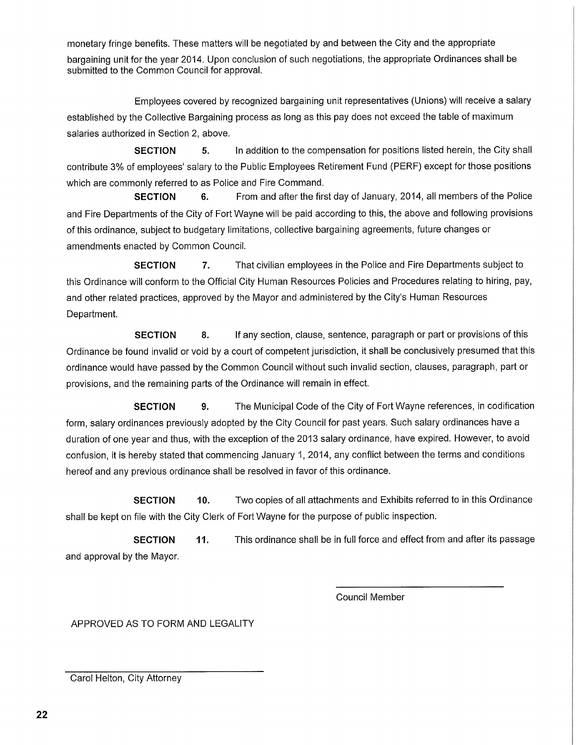monetary fringe benefits. These matters will be negotiated by and between the City and the appropriate bargaining unit for the year 2014. Upon conclusion of such negotiations, the appropriate Ordinances shall be submitted to the Common Council for approval.

Employees covered by recognized bargaining unit representatives (Unions) will receive a salary established by the Collective Bargaining process as long as this pay does not exceed the table of maximum salaries authorized in Section 2, above.

**SECTION 5.** In addition to the compensation for positions listed herein, the City shall contribute 3% of employees' salary to the Public Employees Retirement Fund (PERF) except for those positions which are commonly referred to as Police and Fire Command.

**SECTION 6.** From and after the first day of January, 2014, all members of the Police and Fire Departments of the City of Fort Wayne will be paid according to this, the above and following provisions of this ordinance, subject to budgetary limitations, collective bargaining agreements, future changes or amendments enacted by Common Council.

**SECTION 7.** That civilian employees in the Police and Fire Departments subject to this Ordinance will conform to the Official City Human Resources Policies and Procedures relating to hiring, pay, and other related practices, approved by the Mayor and administered by the City's Human Resources Department.

**SECTION 8.** If any section, clause, sentence, paragraph or part or provisions of this Ordinance be found invalid or void by a court of competent jurisdiction, it shall be conclusively presumed that this ordinance would have passed by the Common Council without such invalid section, clauses, paragraph, part or provisions, and the remaining parts of the Ordinance will remain in effect.

**SECTION 9.** The Municipal Code of the City of Fort Wayne references, in codification form, salary ordinances previously adopted by the City Council for past years. Such salary ordinances have a duration of one year and thus, with the exception of the 2013 salary ordinance, have expired. However, to avoid confusion, it is hereby stated that commencing January 1, 2014, any conflict between the terms and conditions hereof and any previous ordinance shall be resolved in favor of this ordinance.

**SECTION 10.** Two copies of all attachments and Exhibits referred to in this Ordinance shall be kept on file with the City Clerk of Fort Wayne for the purpose of public inspection.

**SECTION 11.** This ordinance shall be in full force and effect from and after its passage and approval by the Mayor.

\_\_\_\_\_\_\_\_\_\_\_\_\_\_\_\_\_\_\_\_\_\_\_\_\_\_\_\_\_\_
Council Member

APPROVED AS TO FORM AND LEGALITY

\_\_\_\_\_\_\_\_\_\_\_\_\_\_\_\_\_\_\_\_\_\_\_\_\_\_\_\_\_\_
Carol Helton, City Attorney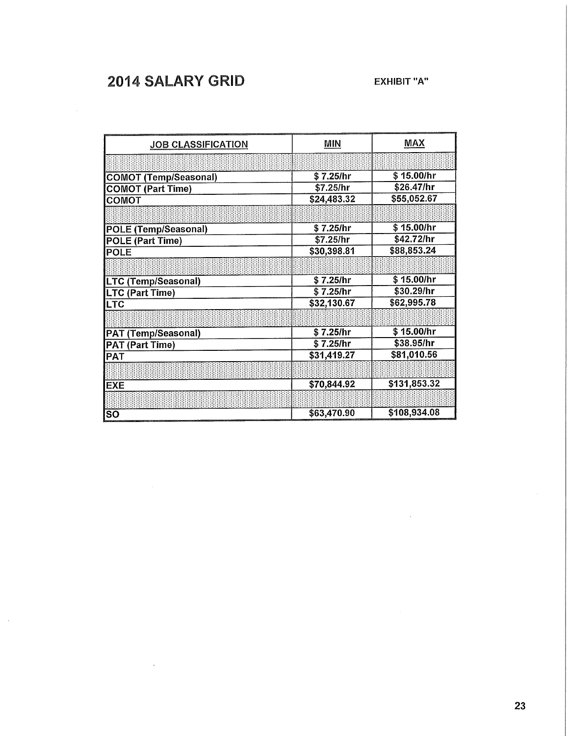# 2014 SALARY GRID

**EXHIBIT "A"**

| JOB CLASSIFICATION | MIN | MAX |
|---|---|---|
| | | |
| COMOT (Temp/Seasonal) | $ 7.25/hr | $ 15.00/hr |
| COMOT (Part Time) | $7.25/hr | $26.47/hr |
| COMOT | $24,483.32 | $55,052.67 |
| | | |
| POLE (Temp/Seasonal) | $ 7.25/hr | $ 15.00/hr |
| POLE (Part Time) | $7.25/hr | $42.72/hr |
| POLE | $30,398.81 | $88,853.24 |
| | | |
| LTC (Temp/Seasonal) | $ 7.25/hr | $ 15.00/hr |
| LTC (Part Time) | $ 7.25/hr | $30.29/hr |
| LTC | $32,130.67 | $62,995.78 |
| | | |
| PAT (Temp/Seasonal) | $ 7.25/hr | $ 15.00/hr |
| PAT (Part Time) | $ 7.25/hr | $38.95/hr |
| PAT | $31,419.27 | $81,010.56 |
| | | |
| EXE | $70,844.92 | $131,853.32 |
| | | |
| SO | $63,470.90 | $108,934.08 |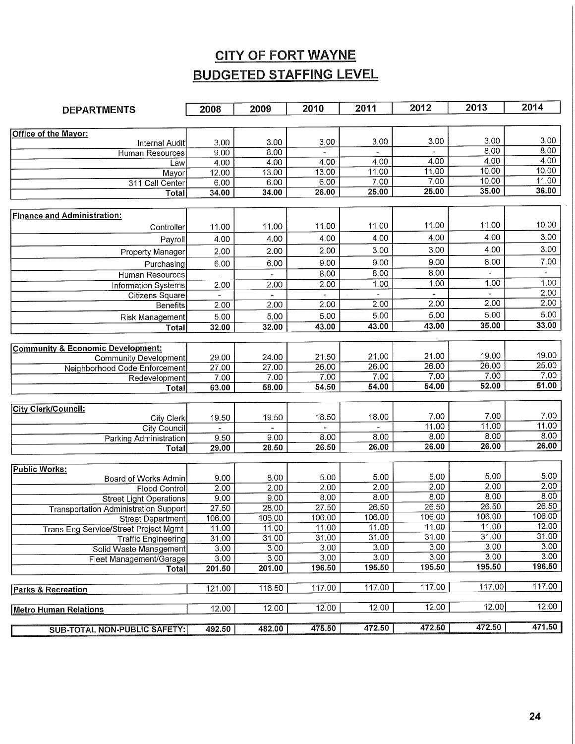# CITY OF FORT WAYNE

## BUDGETED STAFFING LEVEL

| DEPARTMENTS | 2008 | 2009 | 2010 | 2011 | 2012 | 2013 | 2014 |
|---|---|---|---|---|---|---|---|
| **Office of the Mayor:** | | | | | | | |
| Internal Audit | 3.00 | 3.00 | 3.00 | 3.00 | 3.00 | 3.00 | 3.00 |
| Human Resources | 9.00 | 8.00 | - | - | - | 8.00 | 8.00 |
| Law | 4.00 | 4.00 | 4.00 | 4.00 | 4.00 | 4.00 | 4.00 |
| Mayor | 12.00 | 13.00 | 13.00 | 11.00 | 11.00 | 10.00 | 10.00 |
| 311 Call Center | 6.00 | 6.00 | 6.00 | 7.00 | 7.00 | 10.00 | 11.00 |
| **Total** | **34.00** | **34.00** | **26.00** | **25.00** | **25.00** | **35.00** | **36.00** |
| **Finance and Administration:** | | | | | | | |
| Controller | 11.00 | 11.00 | 11.00 | 11.00 | 11.00 | 11.00 | 10.00 |
| Payroll | 4.00 | 4.00 | 4.00 | 4.00 | 4.00 | 4.00 | 3.00 |
| Property Manager | 2.00 | 2.00 | 2.00 | 3.00 | 3.00 | 4.00 | 3.00 |
| Purchasing | 6.00 | 6.00 | 9.00 | 9.00 | 9.00 | 8.00 | 7.00 |
| Human Resources | - | - | 8.00 | 8.00 | 8.00 | - | - |
| Information Systems | 2.00 | 2.00 | 2.00 | 1.00 | 1.00 | 1.00 | 1.00 |
| Citizens Square | - | - | - | - | - | - | 2.00 |
| Benefits | 2.00 | 2.00 | 2.00 | 2.00 | 2.00 | 2.00 | 2.00 |
| Risk Management | 5.00 | 5.00 | 5.00 | 5.00 | 5.00 | 5.00 | 5.00 |
| **Total** | **32.00** | **32.00** | **43.00** | **43.00** | **43.00** | **35.00** | **33.00** |
| **Community & Economic Development:** | | | | | | | |
| Community Development | 29.00 | 24.00 | 21.50 | 21.00 | 21.00 | 19.00 | 19.00 |
| Neighborhood Code Enforcement | 27.00 | 27.00 | 26.00 | 26.00 | 26.00 | 26.00 | 25.00 |
| Redevelopment | 7.00 | 7.00 | 7.00 | 7.00 | 7.00 | 7.00 | 7.00 |
| **Total** | **63.00** | **58.00** | **54.50** | **54.00** | **54.00** | **52.00** | **51.00** |
| **City Clerk/Council:** | | | | | | | |
| City Clerk | 19.50 | 19.50 | 18.50 | 18.00 | 7.00 | 7.00 | 7.00 |
| City Council | - | - | - | - | 11.00 | 11.00 | 11.00 |
| Parking Administration | 9.50 | 9.00 | 8.00 | 8.00 | 8.00 | 8.00 | 8.00 |
| **Total** | **29.00** | **28.50** | **26.50** | **26.00** | **26.00** | **26.00** | **26.00** |
| **Public Works:** | | | | | | | |
| Board of Works Admin | 9.00 | 8.00 | 5.00 | 5.00 | 5.00 | 5.00 | 5.00 |
| Flood Control | 2.00 | 2.00 | 2.00 | 2.00 | 2.00 | 2.00 | 2.00 |
| Street Light Operations | 9.00 | 9.00 | 8.00 | 8.00 | 8.00 | 8.00 | 8.00 |
| Transportation Administration Support | 27.50 | 28.00 | 27.50 | 26.50 | 26.50 | 26.50 | 26.50 |
| Street Department | 106.00 | 106.00 | 106.00 | 106.00 | 106.00 | 106.00 | 106.00 |
| Trans Eng Service/Street Project Mgmt | 11.00 | 11.00 | 11.00 | 11.00 | 11.00 | 11.00 | 12.00 |
| Traffic Engineering | 31.00 | 31.00 | 31.00 | 31.00 | 31.00 | 31.00 | 31.00 |
| Solid Waste Management | 3.00 | 3.00 | 3.00 | 3.00 | 3.00 | 3.00 | 3.00 |
| Fleet Management/Garage | 3.00 | 3.00 | 3.00 | 3.00 | 3.00 | 3.00 | 3.00 |
| **Total** | **201.50** | **201.00** | **196.50** | **195.50** | **195.50** | **195.50** | **196.50** |
| **Parks & Recreation** | 121.00 | 116.50 | 117.00 | 117.00 | 117.00 | 117.00 | 117.00 |
| **Metro Human Relations** | 12.00 | 12.00 | 12.00 | 12.00 | 12.00 | 12.00 | 12.00 |
| **SUB-TOTAL NON-PUBLIC SAFETY:** | **492.50** | **482.00** | **475.50** | **472.50** | **472.50** | **472.50** | **471.50** |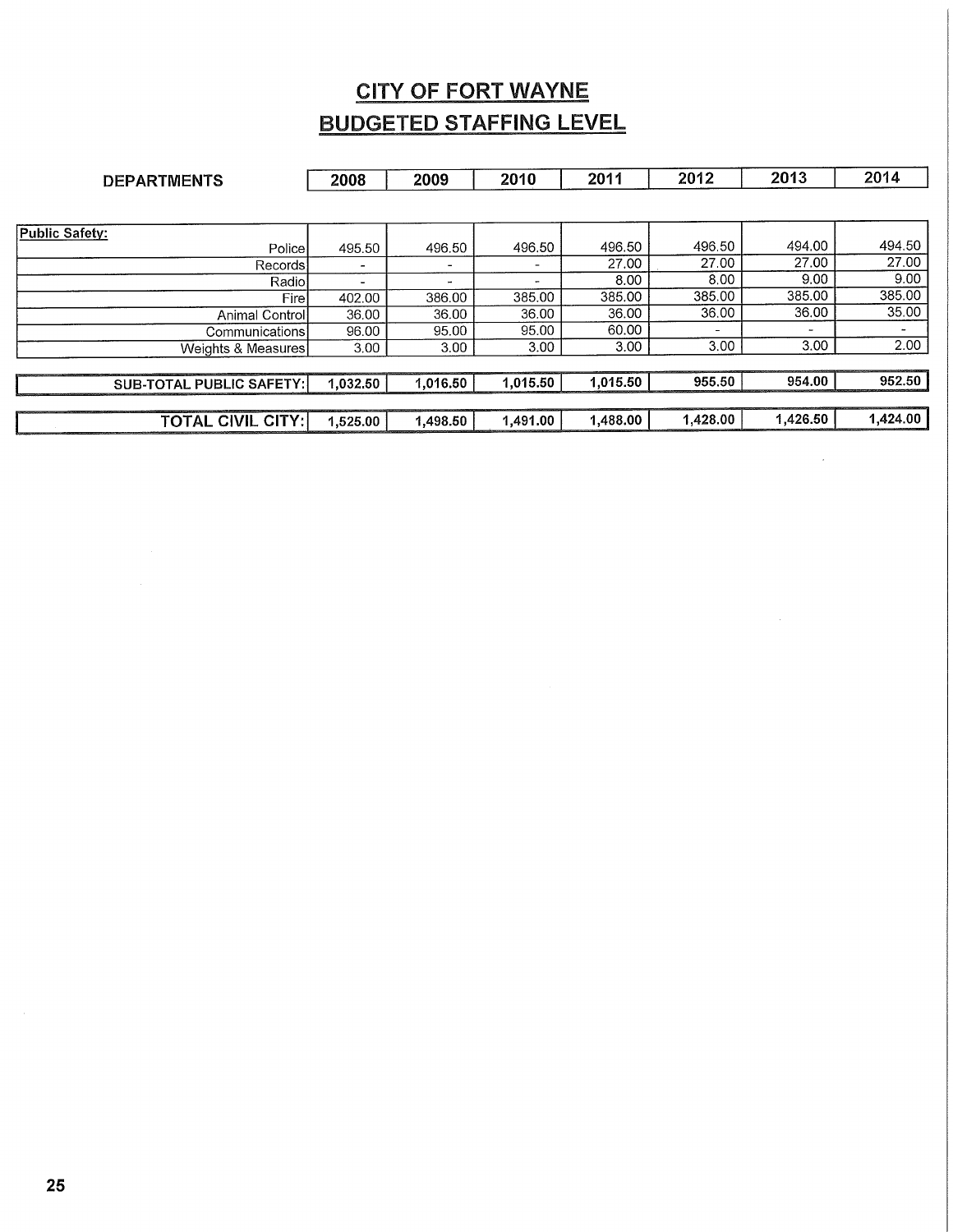# CITY OF FORT WAYNE
## BUDGETED STAFFING LEVEL

| DEPARTMENTS | 2008 | 2009 | 2010 | 2011 | 2012 | 2013 | 2014 |
|---|---|---|---|---|---|---|---|
| **Public Safety:** | | | | | | | |
| Police | 495.50 | 496.50 | 496.50 | 496.50 | 496.50 | 494.00 | 494.50 |
| Records | - | - | - | 27.00 | 27.00 | 27.00 | 27.00 |
| Radio | - | - | - | 8.00 | 8.00 | 9.00 | 9.00 |
| Fire | 402.00 | 386.00 | 385.00 | 385.00 | 385.00 | 385.00 | 385.00 |
| Animal Control | 36.00 | 36.00 | 36.00 | 36.00 | 36.00 | 36.00 | 35.00 |
| Communications | 96.00 | 95.00 | 95.00 | 60.00 | - | - | - |
| Weights & Measures | 3.00 | 3.00 | 3.00 | 3.00 | 3.00 | 3.00 | 2.00 |
| **SUB-TOTAL PUBLIC SAFETY:** | **1,032.50** | **1,016.50** | **1,015.50** | **1,015.50** | **955.50** | **954.00** | **952.50** |
| **TOTAL CIVIL CITY:** | **1,525.00** | **1,498.50** | **1,491.00** | **1,488.00** | **1,428.00** | **1,426.50** | **1,424.00** |